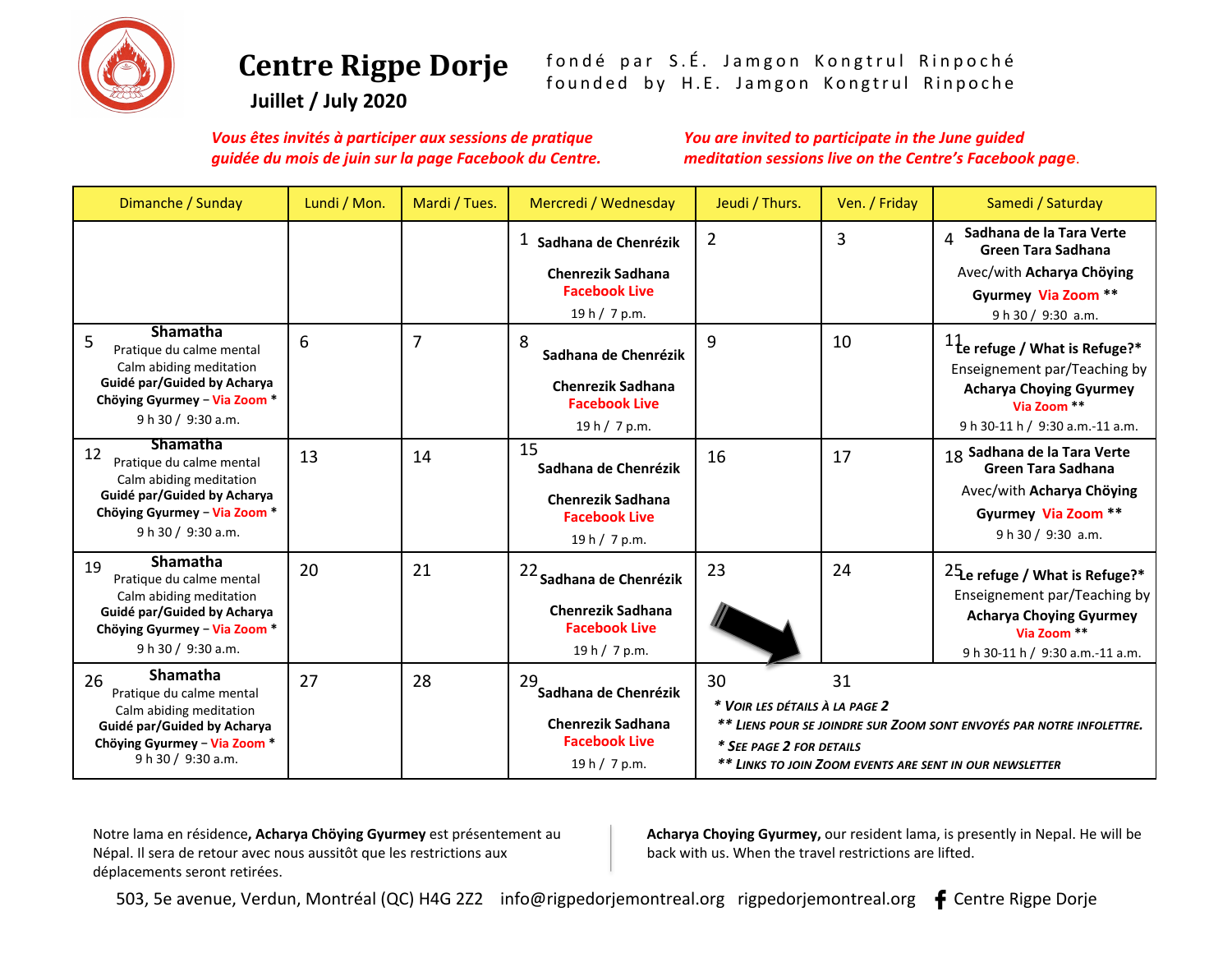# Centre Rigpe Dorje

**Juillet / July 2020**

fondé par S.É. Jamgon Kongtrul Rinpoché
founded by H.E. Jamgon Kongtrul Rinpoche

*Vous êtes invités à participer aux sessions de pratique guidée du mois de juin sur la page Facebook du Centre.*

*You are invited to participate in the June guided meditation sessions live on the Centre's Facebook page.*

| Dimanche / Sunday | Lundi / Mon. | Mardi / Tues. | Mercredi / Wednesday | Jeudi / Thurs. | Ven. / Friday | Samedi / Saturday |
|---|---|---|---|---|---|---|
| | | | 1 **Sadhana de Chenrézik** **Chenrezik Sadhana** **Facebook Live** 19 h / 7 p.m. | 2 | 3 | 4 **Sadhana de la Tara Verte** **Green Tara Sadhana** Avec/with **Acharya Chöying Gyurmey** **Via Zoom** ** 9 h 30 / 9:30 a.m. |
| 5 **Shamatha** Pratique du calme mental Calm abiding meditation **Guidé par/Guided by Acharya Chöying Gyurmey** – **Via Zoom** * 9 h 30 / 9:30 a.m. | 6 | 7 | 8 **Sadhana de Chenrézik** **Chenrezik Sadhana** **Facebook Live** 19 h / 7 p.m. | 9 | 10 | 11 **Le refuge / What is Refuge?*** Enseignement par/Teaching by **Acharya Choying Gyurmey** **Via Zoom** ** 9 h 30-11 h / 9:30 a.m.-11 a.m. |
| 12 **Shamatha** Pratique du calme mental Calm abiding meditation **Guidé par/Guided by Acharya Chöying Gyurmey** – **Via Zoom** * 9 h 30 / 9:30 a.m. | 13 | 14 | 15 **Sadhana de Chenrézik** **Chenrezik Sadhana** **Facebook Live** 19 h / 7 p.m. | 16 | 17 | 18 **Sadhana de la Tara Verte** **Green Tara Sadhana** Avec/with **Acharya Chöying Gyurmey** **Via Zoom** ** 9 h 30 / 9:30 a.m. |
| 19 **Shamatha** Pratique du calme mental Calm abiding meditation **Guidé par/Guided by Acharya Chöying Gyurmey** – **Via Zoom** * 9 h 30 / 9:30 a.m. | 20 | 21 | 22 **Sadhana de Chenrézik** **Chenrezik Sadhana** **Facebook Live** 19 h / 7 p.m. | 23 | 24 | 25 **Le refuge / What is Refuge?*** Enseignement par/Teaching by **Acharya Choying Gyurmey** **Via Zoom** ** 9 h 30-11 h / 9:30 a.m.-11 a.m. |
| 26 **Shamatha** Pratique du calme mental Calm abiding meditation **Guidé par/Guided by Acharya Chöying Gyurmey** – **Via Zoom** * 9 h 30 / 9:30 a.m. | 27 | 28 | 29 **Sadhana de Chenrézik** **Chenrezik Sadhana** **Facebook Live** 19 h / 7 p.m. | 30 | 31 | |

*\* Voir les détails à la page 2*
*\*\* Liens pour se joindre sur Zoom sont envoyés par notre infolettre.*
*\* See page 2 for details*
*\*\* Links to join Zoom events are sent in our newsletter*

Notre lama en résidence**, Acharya Chöying Gyurmey** est présentement au Népal. Il sera de retour avec nous aussitôt que les restrictions aux déplacements seront retirées.

**Acharya Choying Gyurmey,** our resident lama, is presently in Nepal. He will be back with us. When the travel restrictions are lifted.

503, 5e avenue, Verdun, Montréal (QC) H4G 2Z2 info@rigpedorjemontreal.org rigpedorjemontreal.org Centre Rigpe Dorje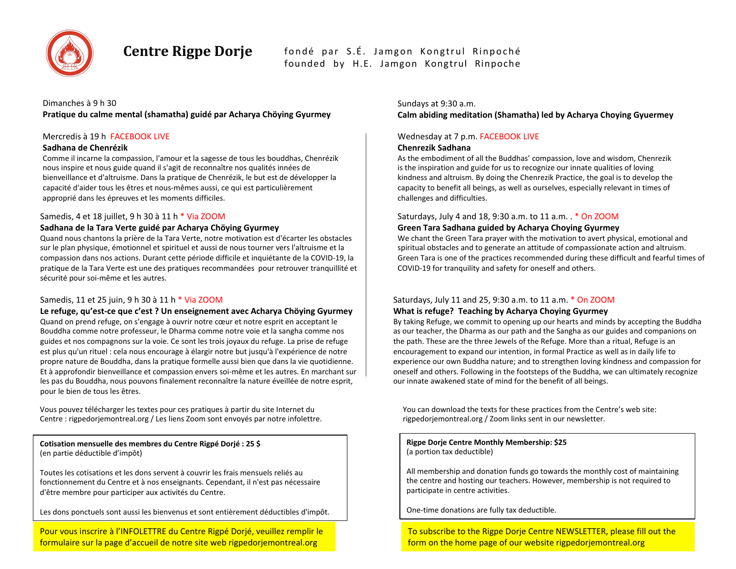# Centre Rigpe Dorje

fondé par S.É. Jamgon Kongtrul Rinpoché
founded by H.E. Jamgon Kongtrul Rinpoche

Dimanches à 9 h 30
**Pratique du calme mental (shamatha) guidé par Acharya Chöying Gyurmey**

Mercredis à 19 h FACEBOOK LIVE
**Sadhana de Chenrézik**
Comme il incarne la compassion, l'amour et la sagesse de tous les bouddhas, Chenrézik nous inspire et nous guide quand il s'agit de reconnaître nos qualités innées de bienveillance et d'altruisme. Dans la pratique de Chenrézik, le but est de développer la capacité d'aider tous les êtres et nous-mêmes aussi, ce qui est particulièrement approprié dans les épreuves et les moments difficiles.

Samedis, 4 et 18 juillet, 9 h 30 à 11 h * Via ZOOM
**Sadhana de la Tara Verte guidé par Acharya Chöying Gyurmey**
Quand nous chantons la prière de la Tara Verte, notre motivation est d'écarter les obstacles sur le plan physique, émotionnel et spirituel et aussi de nous tourner vers l'altruisme et la compassion dans nos actions. Durant cette période difficile et inquiétante de la COVID-19, la pratique de la Tara Verte est une des pratiques recommandées pour retrouver tranquillité et sécurité pour soi-même et les autres.

Samedis, 11 et 25 juin, 9 h 30 à 11 h * Via ZOOM
**Le refuge, qu'est-ce que c'est ? Un enseignement avec Acharya Chöying Gyurmey**
Quand on prend refuge, on s'engage à ouvrir notre cœur et notre esprit en acceptant le Bouddha comme notre professeur, le Dharma comme notre voie et la sangha comme nos guides et nos compagnons sur la voie. Ce sont les trois joyaux du refuge. La prise de refuge est plus qu'un rituel : cela nous encourage à élargir notre but jusqu'à l'expérience de notre propre nature de Bouddha, dans la pratique formelle aussi bien que dans la vie quotidienne. Et à approfondir bienveillance et compassion envers soi-même et les autres. En marchant sur les pas du Bouddha, nous pouvons finalement reconnaître la nature éveillée de notre esprit, pour le bien de tous les êtres.

Vous pouvez télécharger les textes pour ces pratiques à partir du site Internet du Centre : rigpedorjemontreal.org / Les liens Zoom sont envoyés par notre infolettre.

**Cotisation mensuelle des membres du Centre Rigpé Dorjé : 25 $**
(en partie déductible d'impôt)

Toutes les cotisations et les dons servent à couvrir les frais mensuels reliés au fonctionnement du Centre et à nos enseignants. Cependant, il n'est pas nécessaire d'être membre pour participer aux activités du Centre.

Les dons ponctuels sont aussi les bienvenus et sont entièrement déductibles d'impôt.

Pour vous inscrire à l'INFOLETTRE du Centre Rigpé Dorjé, veuillez remplir le formulaire sur la page d'accueil de notre site web rigpedorjemontreal.org

---

Sundays at 9:30 a.m.
**Calm abiding meditation (Shamatha) led by Acharya Choying Gyuermey**

Wednesday at 7 p.m. FACEBOOK LIVE
**Chenrezik Sadhana**
As the embodiment of all the Buddhas' compassion, love and wisdom, Chenrezik is the inspiration and guide for us to recognize our innate qualities of loving kindness and altruism. By doing the Chenrezik Practice, the goal is to develop the capacity to benefit all beings, as well as ourselves, especially relevant in times of challenges and difficulties.

Saturdays, July 4 and 18, 9:30 a.m. to 11 a.m. . * On ZOOM
**Green Tara Sadhana guided by Acharya Choying Gyurmey**
We chant the Green Tara prayer with the motivation to avert physical, emotional and spiritual obstacles and to generate an attitude of compassionate action and altruism. Green Tara is one of the practices recommended during these difficult and fearful times of COVID-19 for tranquility and safety for oneself and others.

Saturdays, July 11 and 25, 9:30 a.m. to 11 a.m. * On ZOOM
**What is refuge? Teaching by Acharya Choying Gyurmey**
By taking Refuge, we commit to opening up our hearts and minds by accepting the Buddha as our teacher, the Dharma as our path and the Sangha as our guides and companions on the path. These are the three Jewels of the Refuge. More than a ritual, Refuge is an encouragement to expand our intention, in formal Practice as well as in daily life to experience our own Buddha nature; and to strengthen loving kindness and compassion for oneself and others. Following in the footsteps of the Buddha, we can ultimately recognize our innate awakened state of mind for the benefit of all beings.

You can download the texts for these practices from the Centre's web site: rigpedorjemontreal.org / Zoom links sent in our newsletter.

**Rigpe Dorje Centre Monthly Membership: $25**
(a portion tax deductible)

All membership and donation funds go towards the monthly cost of maintaining the centre and hosting our teachers. However, membership is not required to participate in centre activities.

One-time donations are fully tax deductible.

To subscribe to the Rigpe Dorje Centre NEWSLETTER, please fill out the form on the home page of our website rigpedorjemontreal.org